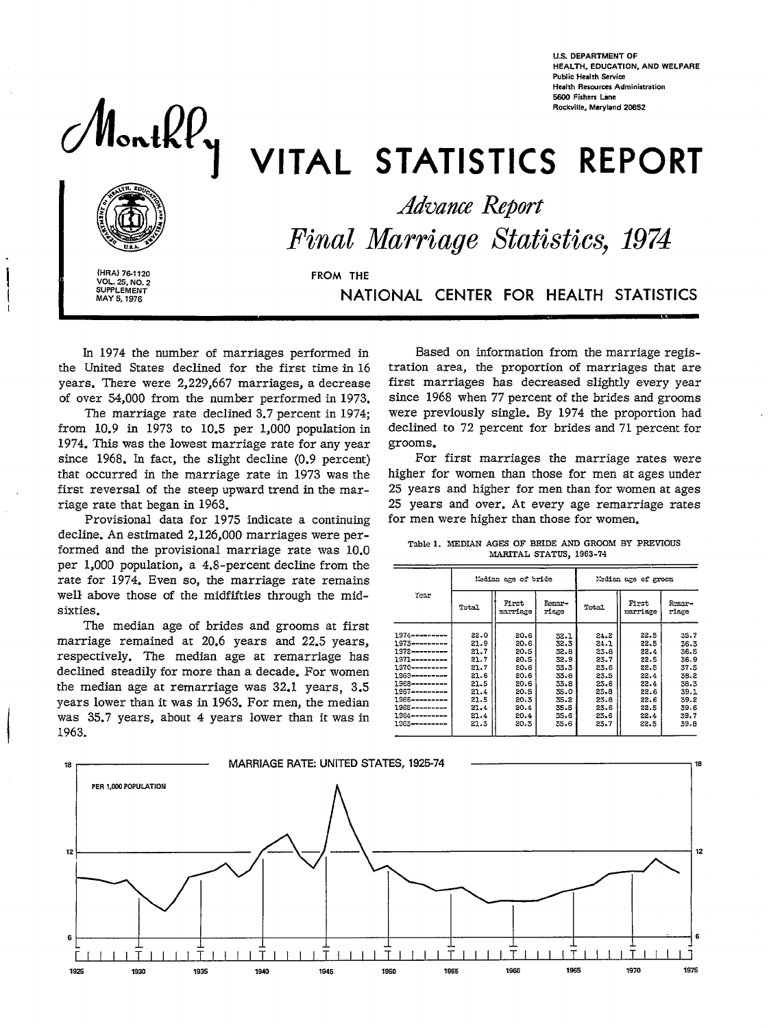U.S. DEPARTMENT OF HEALTH, EDUCATION, AND WELFARE
Public Health Service
Health Resources Administration
5600 Fishers Lane
Rockville, Maryland 20852

# Monthly VITAL STATISTICS REPORT

## *Advance Report*

## *Final Marriage Statistics, 1974*

FROM THE NATIONAL CENTER FOR HEALTH STATISTICS

(HRA) 76-1120
VOL. 25, NO. 2
SUPPLEMENT
MAY 5, 1976

In 1974 the number of marriages performed in the United States declined for the first time in 16 years. There were 2,229,667 marriages, a decrease of over 54,000 from the number performed in 1973.

The marriage rate declined 3.7 percent in 1974; from 10.9 in 1973 to 10.5 per 1,000 population in 1974. This was the lowest marriage rate for any year since 1968. In fact, the slight decline (0.9 percent) that occurred in the marriage rate in 1973 was the first reversal of the steep upward trend in the marriage rate that began in 1963.

Provisional data for 1975 indicate a continuing decline. An estimated 2,126,000 marriages were performed and the provisional marriage rate was 10.0 per 1,000 population, a 4.8-percent decline from the rate for 1974. Even so, the marriage rate remains well above those of the midfifties through the mid-sixties.

The median age of brides and grooms at first marriage remained at 20.6 years and 22.5 years, respectively. The median age at remarriage has declined steadily for more than a decade. For women the median age at remarriage was 32.1 years, 3.5 years lower than it was in 1963. For men, the median was 35.7 years, about 4 years lower than it was in 1963.

Based on information from the marriage registration area, the proportion of marriages that are first marriages has decreased slightly every year since 1968 when 77 percent of the brides and grooms were previously single. By 1974 the proportion had declined to 72 percent for brides and 71 percent for grooms.

For first marriages the marriage rates were higher for women than those for men at ages under 25 years and higher for men than for women at ages 25 years and over. At every age remarriage rates for men were higher than those for women.

Table 1. MEDIAN AGES OF BRIDE AND GROOM BY PREVIOUS MARITAL STATUS, 1963-74

| Year | Median age of bride | | | Median age of groom | | |
|---|---|---|---|---|---|---|
| | Total | First marriage | Remarriage | Total | First marriage | Remarriage |
| 1974 | 22.0 | 20.6 | 32.1 | 24.2 | 22.5 | 35.7 |
| 1973 | 21.9 | 20.6 | 32.3 | 24.1 | 22.5 | 36.3 |
| 1972 | 21.7 | 20.5 | 32.8 | 23.8 | 22.4 | 36.5 |
| 1971 | 21.7 | 20.5 | 32.9 | 23.7 | 22.5 | 36.9 |
| 1970 | 21.7 | 20.6 | 33.3 | 23.6 | 22.5 | 37.5 |
| 1969 | 21.6 | 20.6 | 33.8 | 23.5 | 22.4 | 38.2 |
| 1968 | 21.5 | 20.6 | 33.8 | 23.6 | 22.4 | 38.3 |
| 1967 | 21.4 | 20.5 | 35.0 | 23.8 | 22.6 | 39.1 |
| 1966 | 21.5 | 20.3 | 35.2 | 23.8 | 22.6 | 39.2 |
| 1965 | 21.4 | 20.4 | 35.5 | 23.6 | 22.5 | 39.6 |
| 1964 | 21.4 | 20.4 | 35.6 | 23.6 | 22.4 | 39.7 |
| 1963 | 21.3 | 20.3 | 35.6 | 23.7 | 22.5 | 39.8 |

MARRIAGE RATE: UNITED STATES, 1925-74

PER 1,000 POPULATION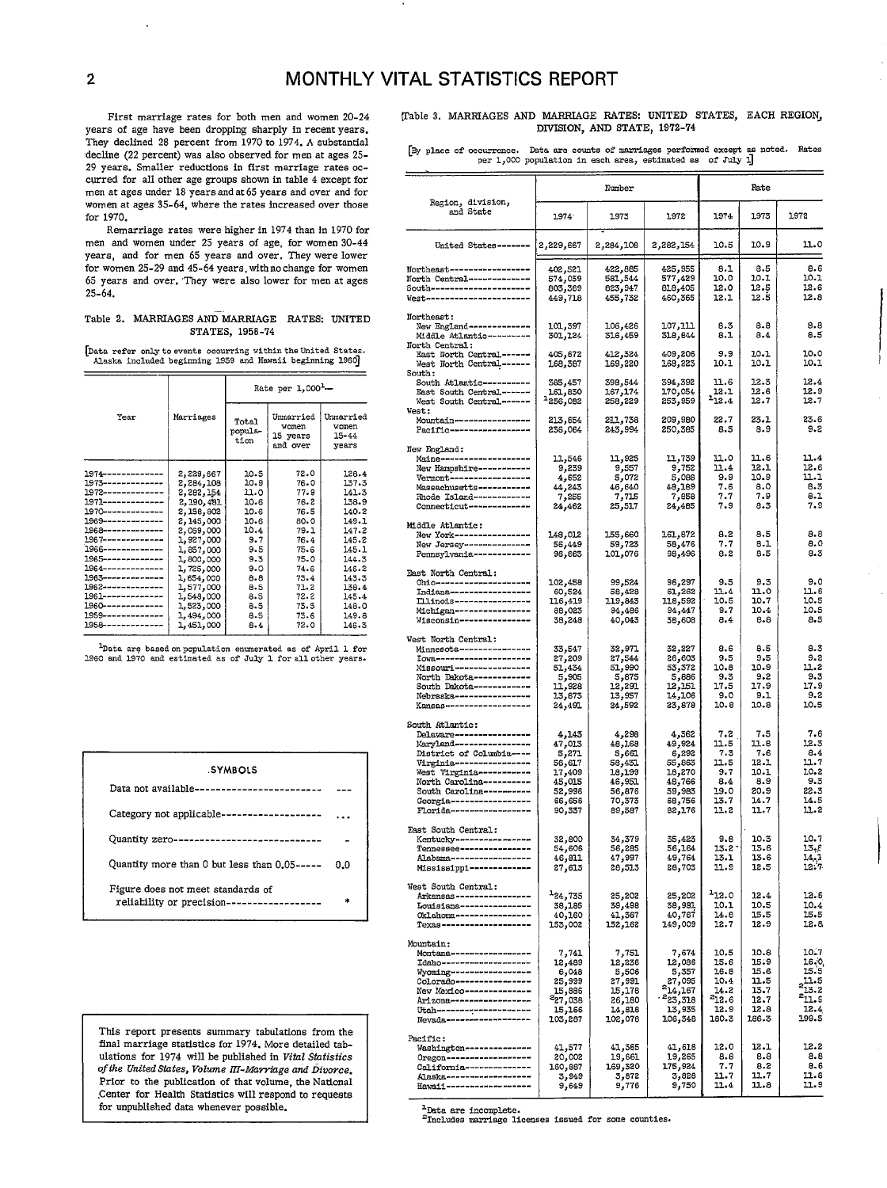First marriage rates for both men and women 20-24 years of age have been dropping sharply in recent years. They declined 28 percent from 1970 to 1974. A substantial decline (22 percent) was also observed for men at ages 25-29 years. Smaller reductions in first marriage rates occurred for all other age groups shown in table 4 except for men at ages under 18 years and at 65 years and over and for women at ages 35-64, where the rates increased over those for 1970.

Remarriage rates were higher in 1974 than in 1970 for men and women under 25 years of age, for women 30-44 years, and for men 65 years and over. They were lower for women 25-29 and 45-64 years, with no change for women 65 years and over. They were also lower for men at ages 25-64.

### Table 2. MARRIAGES AND MARRIAGE RATES: UNITED STATES, 1958-74

[Data refer only to events occurring within the United States. Alaska included beginning 1959 and Hawaii beginning 1960]

| Year | Marriages | Rate per 1,000[1]— | | |
|---|---|---|---|---|
| | | Total population | Unmarried women 15 years and over | Unmarried women 15-44 years |
| 1974 | 2,229,667 | 10.5 | 72.0 | 128.4 |
| 1973 | 2,284,108 | 10.9 | 76.0 | 137.3 |
| 1972 | 2,282,154 | 11.0 | 77.9 | 141.3 |
| 1971 | 2,190,481 | 10.6 | 76.2 | 138.9 |
| 1970 | 2,158,802 | 10.6 | 76.5 | 140.2 |
| 1969 | 2,145,000 | 10.6 | 80.0 | 149.1 |
| 1968 | 2,069,000 | 10.4 | 79.1 | 147.2 |
| 1967 | 1,927,000 | 9.7 | 76.4 | 145.2 |
| 1966 | 1,857,000 | 9.5 | 75.6 | 145.1 |
| 1965 | 1,800,000 | 9.3 | 75.0 | 144.3 |
| 1964 | 1,725,000 | 9.0 | 74.6 | 146.2 |
| 1963 | 1,654,000 | 8.8 | 73.4 | 143.3 |
| 1962 | 1,577,000 | 8.5 | 71.2 | 138.4 |
| 1961 | 1,548,000 | 8.5 | 72.2 | 145.4 |
| 1960 | 1,523,000 | 8.5 | 73.5 | 148.0 |
| 1959 | 1,494,000 | 8.5 | 73.6 | 149.8 |
| 1958 | 1,451,000 | 8.4 | 72.0 | 146.3 |

[1]Data are based on population enumerated as of April 1 for 1960 and 1970 and estimated as of July 1 for all other years.

**SYMBOLS**

| | |
|---|---|
| Data not available | --- |
| Category not applicable | ... |
| Quantity zero | - |
| Quantity more than 0 but less than 0.05 | 0.0 |
| Figure does not meet standards of reliability or precision | * |

This report presents summary tabulations from the final marriage statistics for 1974. More detailed tabulations for 1974 will be published in *Vital Statistics of the United States, Volume III-Marriage and Divorce*. Prior to the publication of that volume, the National Center for Health Statistics will respond to requests for unpublished data whenever possible.

### Table 3. MARRIAGES AND MARRIAGE RATES: UNITED STATES, EACH REGION, DIVISION, AND STATE, 1972-74

[By place of occurrence. Data are counts of marriages performed except as noted. Rates per 1,000 population in each area, estimated as of July 1]

| Region, division, and State | Number | | | Rate | | |
|---|---|---|---|---|---|---|
| | 1974 | 1973 | 1972 | 1974 | 1973 | 1972 |
| United States | 2,229,667 | 2,284,108 | 2,282,154 | 10.5 | 10.9 | 11.0 |
| Northeast | 402,521 | 422,885 | 425,955 | 8.1 | 8.5 | 8.6 |
| North Central | 574,059 | 581,544 | 577,429 | 10.0 | 10.1 | 10.1 |
| South | 803,369 | 823,947 | 818,405 | 12.0 | 12.5 | 12.6 |
| West | 449,718 | 455,732 | 460,365 | 12.1 | 12.5 | 12.8 |
| Northeast: | | | | | | |
| New England | 101,397 | 106,426 | 107,111 | 8.3 | 8.8 | 8.8 |
| Middle Atlantic | 301,124 | 316,459 | 318,844 | 8.1 | 8.4 | 8.5 |
| North Central: | | | | | | |
| East North Central | 405,672 | 412,324 | 409,206 | 9.9 | 10.1 | 10.0 |
| West North Central | 168,387 | 169,220 | 168,223 | 10.1 | 10.1 | 10.1 |
| South: | | | | | | |
| South Atlantic | 385,457 | 398,544 | 394,392 | 11.6 | 12.3 | 12.4 |
| East South Central | 161,830 | 167,174 | 170,054 | 12.1 | 12.6 | 12.9 |
| West South Central | [1]256,082 | 258,229 | 253,959 | [1]12.4 | 12.7 | 12.7 |
| West: | | | | | | |
| Mountain | 213,654 | 211,738 | 209,980 | 22.7 | 23.1 | 23.6 |
| Pacific | 236,064 | 243,994 | 250,385 | 8.5 | 8.9 | 9.2 |
| New England: | | | | | | |
| Maine | 11,546 | 11,925 | 11,739 | 11.0 | 11.6 | 11.4 |
| New Hampshire | 9,239 | 9,557 | 9,752 | 11.4 | 12.1 | 12.6 |
| Vermont | 4,852 | 5,072 | 5,088 | 9.9 | 10.9 | 11.1 |
| Massachusetts | 44,243 | 46,640 | 48,189 | 7.6 | 8.0 | 8.3 |
| Rhode Island | 7,255 | 7,715 | 7,858 | 7.7 | 7.9 | 8.1 |
| Connecticut | 24,462 | 25,517 | 24,485 | 7.9 | 8.3 | 7.9 |
| Middle Atlantic: | | | | | | |
| New York | 148,012 | 155,660 | 161,872 | 8.2 | 8.5 | 8.8 |
| New Jersey | 56,449 | 59,723 | 58,476 | 7.7 | 8.1 | 8.0 |
| Pennsylvania | 96,663 | 101,076 | 98,496 | 8.2 | 8.5 | 8.3 |
| East North Central: | | | | | | |
| Ohio | 102,458 | 99,524 | 96,297 | 9.5 | 9.3 | 9.0 |
| Indiana | 60,524 | 58,428 | 61,262 | 11.4 | 11.0 | 11.6 |
| Illinois | 116,419 | 119,843 | 118,592 | 10.5 | 10.7 | 10.5 |
| Michigan | 88,023 | 94,486 | 94,447 | 9.7 | 10.4 | 10.5 |
| Wisconsin | 38,248 | 40,043 | 38,608 | 8.4 | 8.8 | 8.5 |
| West North Central: | | | | | | |
| Minnesota | 33,547 | 32,971 | 32,227 | 8.6 | 8.5 | 8.3 |
| Iowa | 27,209 | 27,544 | 26,603 | 9.5 | 9.5 | 9.2 |
| Missouri | 51,434 | 51,990 | 53,372 | 10.8 | 10.9 | 11.2 |
| North Dakota | 5,905 | 5,875 | 5,886 | 9.3 | 9.2 | 9.3 |
| South Dakota | 11,928 | 12,291 | 12,151 | 17.5 | 17.9 | 17.9 |
| Nebraska | 13,873 | 13,957 | 14,106 | 9.0 | 9.1 | 9.2 |
| Kansas | 24,491 | 24,592 | 23,878 | 10.8 | 10.8 | 10.5 |
| South Atlantic: | | | | | | |
| Delaware | 4,143 | 4,298 | 4,362 | 7.2 | 7.5 | 7.6 |
| Maryland | 47,013 | 48,168 | 49,924 | 11.5 | 11.8 | 12.3 |
| District of Columbia | 5,271 | 5,661 | 6,292 | 7.3 | 7.6 | 8.4 |
| Virginia | 56,617 | 58,431 | 55,863 | 11.5 | 12.1 | 11.7 |
| West Virginia | 17,409 | 18,199 | 18,270 | 9.7 | 10.1 | 10.2 |
| North Carolina | 45,015 | 46,951 | 48,766 | 8.4 | 8.9 | 9.3 |
| South Carolina | 52,996 | 56,876 | 59,983 | 19.0 | 20.9 | 22.3 |
| Georgia | 66,656 | 70,373 | 68,756 | 13.7 | 14.7 | 14.5 |
| Florida | 90,337 | 89,587 | 82,176 | 11.2 | 11.7 | 11.2 |
| East South Central: | | | | | | |
| Kentucky | 32,800 | 34,379 | 35,425 | 9.8 | 10.3 | 10.7 |
| Tennessee | 54,606 | 56,285 | 56,164 | 13.2 | 13.6 | 13.8 |
| Alabama | 46,811 | 47,997 | 49,764 | 13.1 | 13.6 | 14.1 |
| Mississippi | 27,613 | 28,513 | 28,703 | 11.9 | 12.5 | 12.7 |
| West South Central: | | | | | | |
| Arkansas | [1]24,735 | 25,202 | 25,202 | [1]12.0 | 12.4 | 12.6 |
| Louisiana | 38,185 | 39,498 | 38,991 | 10.1 | 10.5 | 10.4 |
| Oklahoma | 40,160 | 41,367 | 40,767 | 14.6 | 15.5 | 15.5 |
| Texas | 153,002 | 152,162 | 149,009 | 12.7 | 12.9 | 12.8 |
| Mountain: | | | | | | |
| Montana | 7,741 | 7,751 | 7,674 | 10.5 | 10.8 | 10.7 |
| Idaho | 12,489 | 12,236 | 12,086 | 15.6 | 15.9 | 16.0 |
| Wyoming | 6,048 | 5,506 | 5,357 | 16.8 | 15.6 | 15.5 |
| Colorado | 25,939 | 27,991 | 27,095 | 10.4 | 11.5 | [2]11.5 |
| New Mexico | 15,886 | 15,178 | [2]14,167 | 14.2 | 13.7 | [2]13.2 |
| Arizona | [2]27,038 | 26,180 | [2]23,318 | [2]12.6 | 12.7 | [2]11.9 |
| Utah | 15,166 | 14,818 | 13,935 | 12.9 | 12.8 | 12.4 |
| Nevada | 103,287 | 102,078 | 106,348 | 180.3 | 186.3 | 199.5 |
| Pacific: | | | | | | |
| Washington | 41,577 | 41,365 | 41,618 | 12.0 | 12.1 | 12.2 |
| Oregon | 20,002 | 19,661 | 19,265 | 8.8 | 8.8 | 8.8 |
| California | 160,887 | 169,320 | 175,924 | 7.7 | 8.2 | 8.6 |
| Alaska | 3,949 | 3,872 | 3,828 | 11.7 | 11.7 | 11.6 |
| Hawaii | 9,649 | 9,776 | 9,750 | 11.4 | 11.8 | 11.9 |

[1]Data are incomplete.
[2]Includes marriage licenses issued for some counties.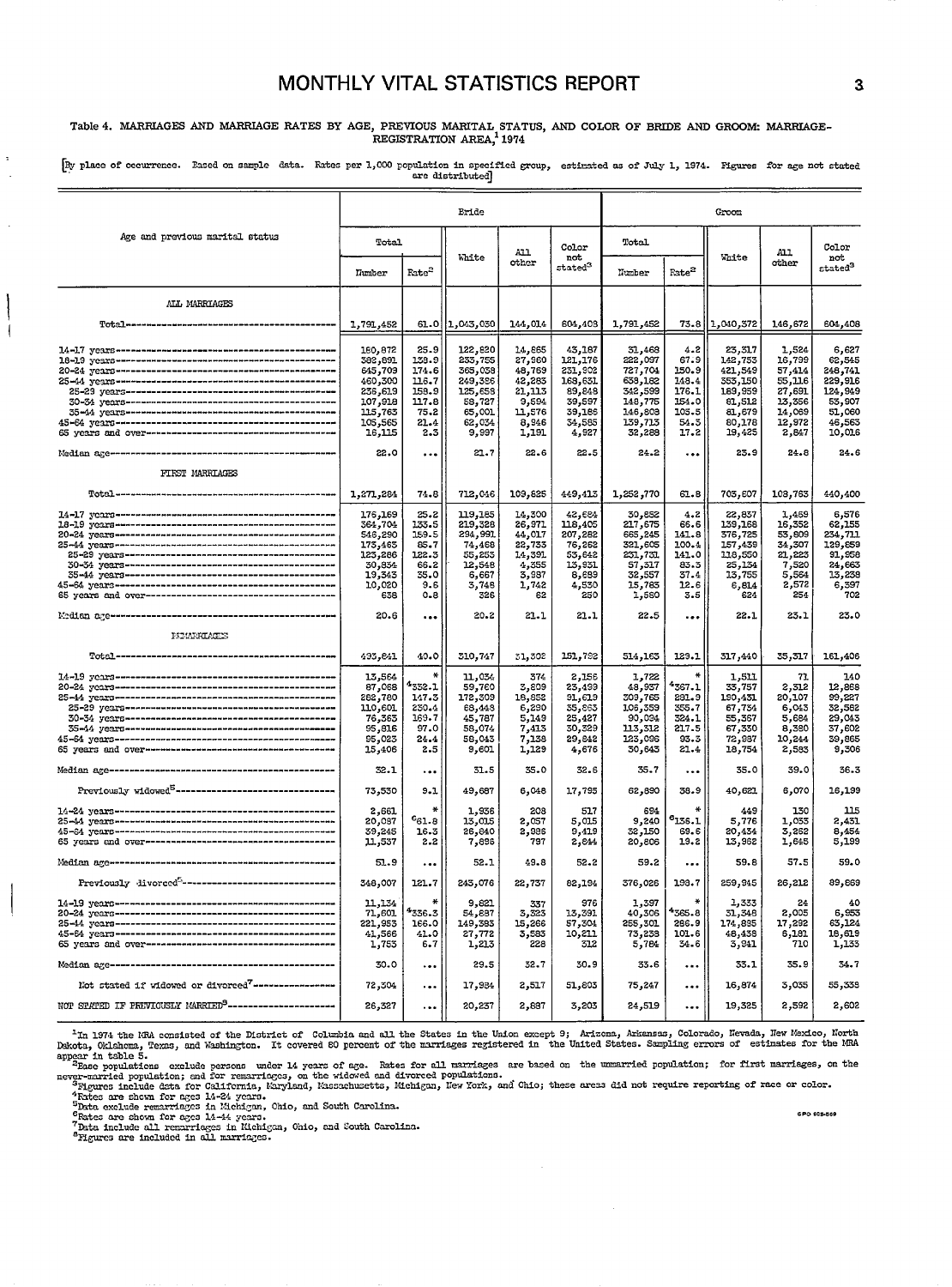### Table 4. MARRIAGES AND MARRIAGE RATES BY AGE, PREVIOUS MARITAL STATUS, AND COLOR OF BRIDE AND GROOM: MARRIAGE-REGISTRATION AREA,[1] 1974

[By place of occurrence. Based on sample data. Rates per 1,000 population in specified group, estimated as of July 1, 1974. Figures for age not stated are distributed]

| Age and previous marital status | Bride | | | | | Groom | | | | |
|---|---|---|---|---|---|---|---|---|---|---|
| | Total | | White | All other | Color not stated[3] | Total | | White | All other | Color not stated[3] |
| | Number | Rate[2] | | | | Number | Rate[2] | | | |
| **ALL MARRIAGES** | | | | | | | | | | |
| Total | 1,791,452 | 61.0 | 1,043,030 | 144,014 | 604,408 | 1,791,452 | 73.8 | 1,040,372 | 146,672 | 604,408 |
| 14-17 years | 180,872 | 25.9 | 122,820 | 14,865 | 43,187 | 31,468 | 4.2 | 23,317 | 1,524 | 6,627 |
| 18-19 years | 382,891 | 139.9 | 233,755 | 27,960 | 121,176 | 222,097 | 67.9 | 142,753 | 16,799 | 62,545 |
| 20-24 years | 645,709 | 174.6 | 365,038 | 48,769 | 231,902 | 727,704 | 150.9 | 421,549 | 57,414 | 248,741 |
| 25-44 years | 460,300 | 116.7 | 249,386 | 42,283 | 168,631 | 638,182 | 148.4 | 353,150 | 55,116 | 229,916 |
| 25-29 years | 236,619 | 159.9 | 125,658 | 21,113 | 89,848 | 342,599 | 176.1 | 189,959 | 27,691 | 124,949 |
| 30-34 years | 107,918 | 117.8 | 58,727 | 9,594 | 39,597 | 148,775 | 154.0 | 81,512 | 13,356 | 53,907 |
| 35-44 years | 115,763 | 75.2 | 65,001 | 11,576 | 39,186 | 146,808 | 105.5 | 81,679 | 14,069 | 51,060 |
| 45-64 years | 105,565 | 21.4 | 62,034 | 8,946 | 34,585 | 139,713 | 54.3 | 80,178 | 12,972 | 46,563 |
| 65 years and over | 16,115 | 2.3 | 9,997 | 1,191 | 4,927 | 32,288 | 17.2 | 19,425 | 2,847 | 10,016 |
| Median age | 22.0 | ... | 21.7 | 22.6 | 22.5 | 24.2 | ... | 23.9 | 24.8 | 24.6 |
| **FIRST MARRIAGES** | | | | | | | | | | |
| Total | 1,271,284 | 74.8 | 712,046 | 109,825 | 449,413 | 1,252,770 | 61.8 | 703,607 | 108,763 | 440,400 |
| 14-17 years | 176,169 | 25.2 | 119,185 | 14,300 | 42,684 | 30,852 | 4.2 | 22,837 | 1,459 | 6,576 |
| 18-19 years | 364,704 | 133.5 | 219,328 | 26,971 | 118,405 | 217,675 | 66.6 | 139,168 | 16,352 | 62,155 |
| 20-24 years | 546,290 | 159.5 | 294,991 | 44,017 | 207,282 | 665,245 | 141.8 | 376,725 | 53,809 | 234,711 |
| 25-44 years | 173,463 | 85.7 | 74,468 | 22,733 | 76,262 | 321,605 | 100.4 | 157,439 | 34,307 | 129,859 |
| 25-29 years | 123,286 | 122.3 | 55,253 | 14,391 | 53,642 | 231,731 | 141.0 | 118,550 | 21,223 | 91,958 |
| 30-34 years | 30,834 | 66.2 | 12,548 | 4,355 | 13,931 | 57,317 | 83.3 | 25,134 | 7,520 | 24,663 |
| 35-44 years | 19,343 | 35.0 | 6,667 | 3,987 | 8,689 | 32,557 | 37.4 | 13,755 | 5,564 | 13,238 |
| 45-64 years | 10,020 | 9.6 | 3,748 | 1,742 | 4,530 | 15,783 | 12.6 | 6,814 | 2,572 | 6,397 |
| 65 years and over | 638 | 0.8 | 326 | 62 | 250 | 1,580 | 3.5 | 624 | 254 | 702 |
| Median age | 20.6 | ... | 20.2 | 21.1 | 21.1 | 22.5 | ... | 22.1 | 23.1 | 23.0 |
| **REMARRIAGES** | | | | | | | | | | |
| Total | 493,841 | 40.0 | 310,747 | 31,302 | 151,792 | 514,163 | 129.1 | 317,440 | 35,317 | 161,406 |
| 14-19 years | 13,564 | * | 11,034 | 374 | 2,156 | 1,722 | * | 1,511 | 71 | 140 |
| 20-24 years | 87,088 | [4]332.1 | 59,760 | 3,809 | 23,499 | 48,937 | [4]367.1 | 33,757 | 2,312 | 12,868 |
| 25-44 years | 282,780 | 147.3 | 172,309 | 18,852 | 91,619 | 309,765 | 231.9 | 190,431 | 20,107 | 99,227 |
| 25-29 years | 110,601 | 230.4 | 68,448 | 6,290 | 35,863 | 106,359 | 355.7 | 67,734 | 6,043 | 32,582 |
| 30-34 years | 76,363 | 169.7 | 45,787 | 5,149 | 25,427 | 90,094 | 324.1 | 55,367 | 5,684 | 29,043 |
| 35-44 years | 95,816 | 97.0 | 58,074 | 7,413 | 30,329 | 113,312 | 217.5 | 67,330 | 8,380 | 37,602 |
| 45-64 years | 95,023 | 24.4 | 58,043 | 7,138 | 29,842 | 123,096 | 93.3 | 72,987 | 10,244 | 39,865 |
| 65 years and over | 15,406 | 2.5 | 9,601 | 1,129 | 4,676 | 30,643 | 21.4 | 18,754 | 2,583 | 9,306 |
| Median age | 32.1 | ... | 31.5 | 35.0 | 32.6 | 35.7 | ... | 35.0 | 39.0 | 36.3 |
| Previously widowed[5] | 73,530 | 9.1 | 49,687 | 6,048 | 17,795 | 62,890 | 38.9 | 40,621 | 6,070 | 16,199 |
| 14-24 years | 2,661 | * | 1,936 | 208 | 517 | 694 | * | 449 | 130 | 115 |
| 25-44 years | 20,087 | [6]81.8 | 13,015 | 2,057 | 5,015 | 9,240 | [6]136.1 | 5,776 | 1,033 | 2,431 |
| 45-64 years | 39,245 | 16.3 | 26,840 | 2,986 | 9,419 | 32,150 | 69.6 | 20,434 | 3,262 | 8,454 |
| 65 years and over | 11,537 | 2.2 | 7,896 | 797 | 2,844 | 20,806 | 19.2 | 13,962 | 1,645 | 5,199 |
| Median age | 51.9 | ... | 52.1 | 49.8 | 52.2 | 59.2 | ... | 59.8 | 57.5 | 59.0 |
| Previously divorced[5] | 348,007 | 121.7 | 243,076 | 22,737 | 82,194 | 376,026 | 198.7 | 259,945 | 26,212 | 89,869 |
| 14-19 years | 11,134 | * | 9,821 | 337 | 976 | 1,397 | * | 1,333 | 24 | 40 |
| 20-24 years | 71,601 | [4]336.3 | 54,887 | 3,323 | 13,391 | 40,306 | [4]365.8 | 31,348 | 2,005 | 6,953 |
| 25-44 years | 221,953 | 166.0 | 149,383 | 15,266 | 57,304 | 255,301 | 286.9 | 174,885 | 17,292 | 63,124 |
| 45-64 years | 41,566 | 41.0 | 27,772 | 3,583 | 10,211 | 73,238 | 101.6 | 48,438 | 6,181 | 18,619 |
| 65 years and over | 1,753 | 6.7 | 1,213 | 228 | 312 | 5,784 | 34.6 | 3,941 | 710 | 1,133 |
| Median age | 30.0 | ... | 29.5 | 32.7 | 30.9 | 33.6 | ... | 33.1 | 35.9 | 34.7 |
| Not stated if widowed or divorced[7] | 72,304 | ... | 17,984 | 2,517 | 51,803 | 75,247 | ... | 16,874 | 3,035 | 55,338 |
| NOT STATED IF PREVIOUSLY MARRIED[8] | 26,327 | ... | 20,237 | 2,887 | 3,203 | 24,519 | ... | 19,325 | 2,592 | 2,602 |

[1]In 1974 the MRA consisted of the District of Columbia and all the States in the Union except 9; Arizona, Arkansas, Colorado, Nevada, New Mexico, North Dakota, Oklahoma, Texas, and Washington. It covered 80 percent of the marriages registered in the United States. Sampling errors of estimates for the MRA appear in table 5.

[2]Base populations exclude persons under 14 years of age. Rates for all marriages are based on the unmarried population; for first marriages, on the never-married population; and for remarriages, on the widowed and divorced populations.

[3]Figures include data for California, Maryland, Massachusetts, Michigan, New York, and Ohio; these areas did not require reporting of race or color.

[4]Rates are shown for ages 14-24 years.

[5]Data exclude remarriages in Michigan, Ohio, and South Carolina.

[6]Rates are shown for ages 14-44 years.

[7]Data include all remarriages in Michigan, Ohio, and South Carolina.

[8]Figures are included in all marriages.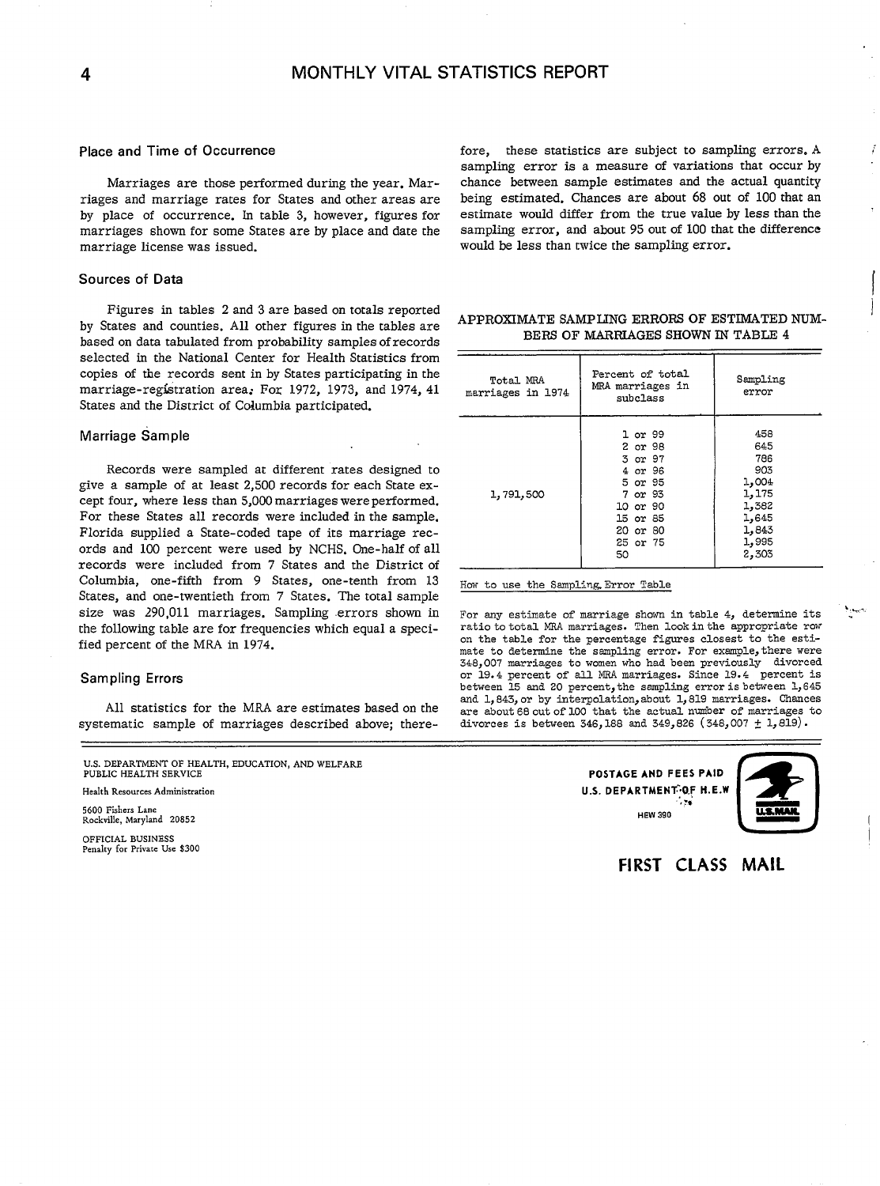### Place and Time of Occurrence

Marriages are those performed during the year. Marriages and marriage rates for States and other areas are by place of occurrence. In table 3, however, figures for marriages shown for some States are by place and date the marriage license was issued.

### Sources of Data

Figures in tables 2 and 3 are based on totals reported by States and counties. All other figures in the tables are based on data tabulated from probability samples of records selected in the National Center for Health Statistics from copies of the records sent in by States participating in the marriage-registration area. For 1972, 1973, and 1974, 41 States and the District of Columbia participated.

### Marriage Sample

Records were sampled at different rates designed to give a sample of at least 2,500 records for each State except four, where less than 5,000 marriages were performed. For these States all records were included in the sample. Florida supplied a State-coded tape of its marriage records and 100 percent were used by NCHS. One-half of all records were included from 7 States and the District of Columbia, one-fifth from 9 States, one-tenth from 13 States, and one-twentieth from 7 States. The total sample size was 290,011 marriages. Sampling errors shown in the following table are for frequencies which equal a specified percent of the MRA in 1974.

### Sampling Errors

All statistics for the MRA are estimates based on the systematic sample of marriages described above; therefore, these statistics are subject to sampling errors. A sampling error is a measure of variations that occur by chance between sample estimates and the actual quantity being estimated. Chances are about 68 out of 100 that an estimate would differ from the true value by less than the sampling error, and about 95 out of 100 that the difference would be less than twice the sampling error.

APPROXIMATE SAMPLING ERRORS OF ESTIMATED NUMBERS OF MARRIAGES SHOWN IN TABLE 4

| Total MRA marriages in 1974 | Percent of total MRA marriages in subclass | Sampling error |
|---|---|---|
| 1,791,500 | 1 or 99 | 458 |
| | 2 or 98 | 645 |
| | 3 or 97 | 786 |
| | 4 or 96 | 903 |
| | 5 or 95 | 1,004 |
| | 7 or 93 | 1,175 |
| | 10 or 90 | 1,382 |
| | 15 or 85 | 1,645 |
| | 20 or 80 | 1,843 |
| | 25 or 75 | 1,995 |
| | 50 | 2,303 |

How to use the Sampling Error Table

For any estimate of marriage shown in table 4, determine its ratio to total MRA marriages. Then look in the appropriate row on the table for the percentage figures closest to the estimate to determine the sampling error. For example, there were 348,007 marriages to women who had been previously divorced or 19.4 percent of all MRA marriages. Since 19.4 percent is between 15 and 20 percent, the sampling error is between 1,645 and 1,843, or by interpolation, about 1,819 marriages. Chances are about 68 out of 100 that the actual number of marriages to divorces is between 346,188 and 349,826 (348,007 ± 1,819).

U.S. DEPARTMENT OF HEALTH, EDUCATION, AND WELFARE
PUBLIC HEALTH SERVICE

Health Resources Administration

5600 Fishers Lane
Rockville, Maryland 20852

OFFICIAL BUSINESS
Penalty for Private Use $300

POSTAGE AND FEES PAID
U.S. DEPARTMENT OF H.E.W
HEW 390

FIRST CLASS MAIL